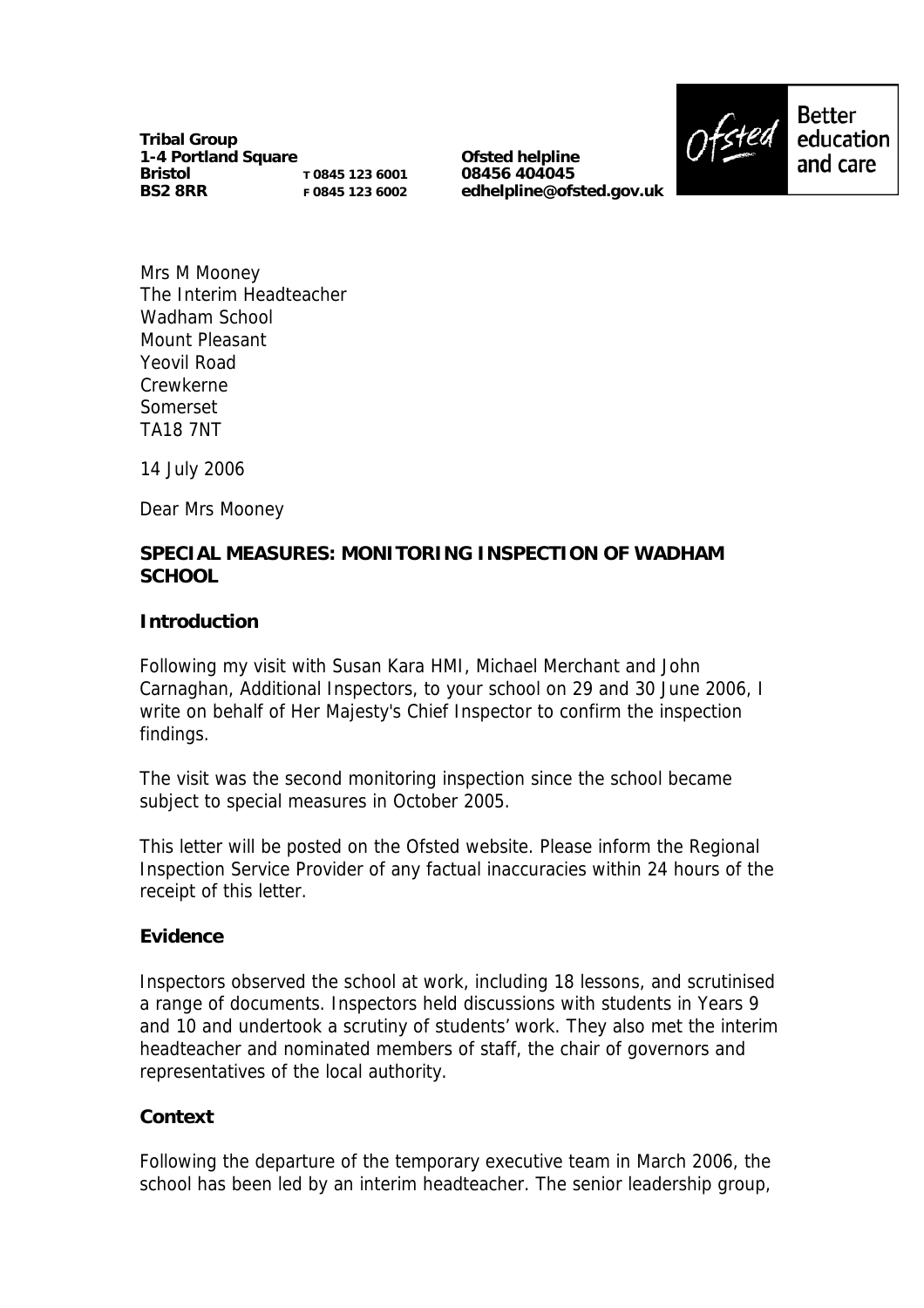**Tribal Group**
**1-4 Portland Square**
**Bristol** T 0845 123 6001
**BS2 8RR** F 0845 123 6002

**Ofsted helpline**
**08456 404045**
**edhelpline@ofsted.gov.uk**

Ofsted Better education and care

Mrs M Mooney
The Interim Headteacher
Wadham School
Mount Pleasant
Yeovil Road
Crewkerne
Somerset
TA18 7NT

14 July 2006

Dear Mrs Mooney

**SPECIAL MEASURES: MONITORING INSPECTION OF WADHAM SCHOOL**

**Introduction**

Following my visit with Susan Kara HMI, Michael Merchant and John Carnaghan, Additional Inspectors, to your school on 29 and 30 June 2006, I write on behalf of Her Majesty's Chief Inspector to confirm the inspection findings.

The visit was the second monitoring inspection since the school became subject to special measures in October 2005.

This letter will be posted on the Ofsted website. Please inform the Regional Inspection Service Provider of any factual inaccuracies within 24 hours of the receipt of this letter.

**Evidence**

Inspectors observed the school at work, including 18 lessons, and scrutinised a range of documents. Inspectors held discussions with students in Years 9 and 10 and undertook a scrutiny of students' work. They also met the interim headteacher and nominated members of staff, the chair of governors and representatives of the local authority.

**Context**

Following the departure of the temporary executive team in March 2006, the school has been led by an interim headteacher. The senior leadership group,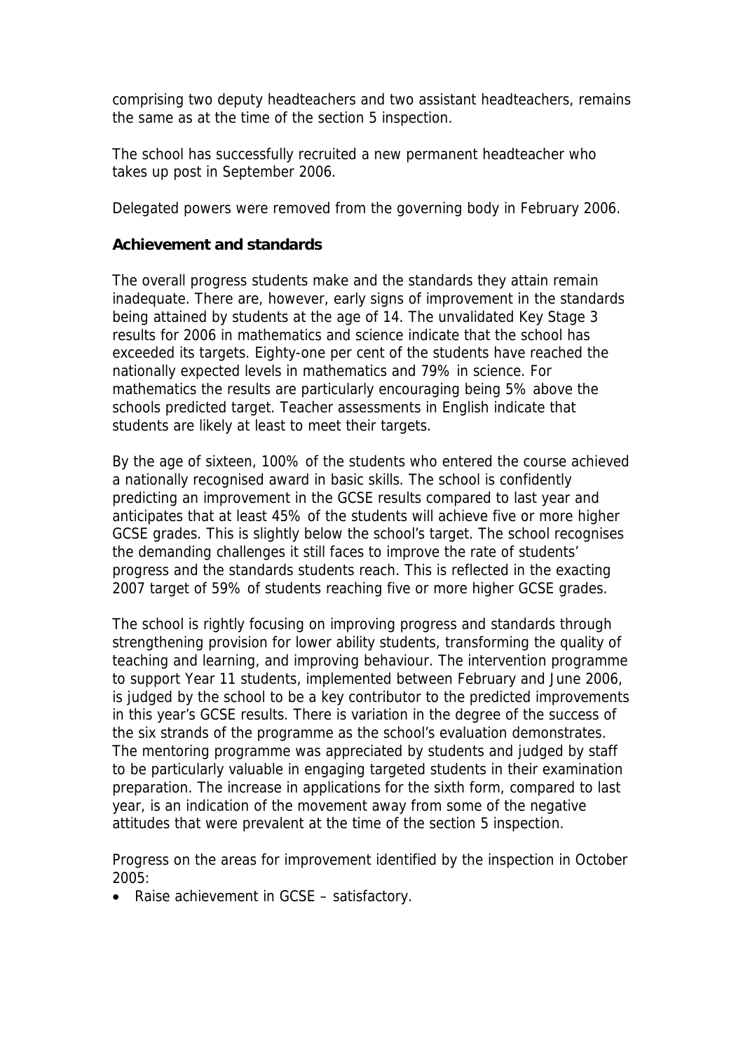comprising two deputy headteachers and two assistant headteachers, remains the same as at the time of the section 5 inspection.

The school has successfully recruited a new permanent headteacher who takes up post in September 2006.

Delegated powers were removed from the governing body in February 2006.

**Achievement and standards**

The overall progress students make and the standards they attain remain inadequate. There are, however, early signs of improvement in the standards being attained by students at the age of 14. The unvalidated Key Stage 3 results for 2006 in mathematics and science indicate that the school has exceeded its targets. Eighty-one per cent of the students have reached the nationally expected levels in mathematics and 79% in science. For mathematics the results are particularly encouraging being 5% above the schools predicted target. Teacher assessments in English indicate that students are likely at least to meet their targets.

By the age of sixteen, 100% of the students who entered the course achieved a nationally recognised award in basic skills. The school is confidently predicting an improvement in the GCSE results compared to last year and anticipates that at least 45% of the students will achieve five or more higher GCSE grades. This is slightly below the school's target. The school recognises the demanding challenges it still faces to improve the rate of students' progress and the standards students reach. This is reflected in the exacting 2007 target of 59% of students reaching five or more higher GCSE grades.

The school is rightly focusing on improving progress and standards through strengthening provision for lower ability students, transforming the quality of teaching and learning, and improving behaviour. The intervention programme to support Year 11 students, implemented between February and June 2006, is judged by the school to be a key contributor to the predicted improvements in this year's GCSE results. There is variation in the degree of the success of the six strands of the programme as the school's evaluation demonstrates. The mentoring programme was appreciated by students and judged by staff to be particularly valuable in engaging targeted students in their examination preparation. The increase in applications for the sixth form, compared to last year, is an indication of the movement away from some of the negative attitudes that were prevalent at the time of the section 5 inspection.

Progress on the areas for improvement identified by the inspection in October 2005:

- Raise achievement in GCSE – satisfactory.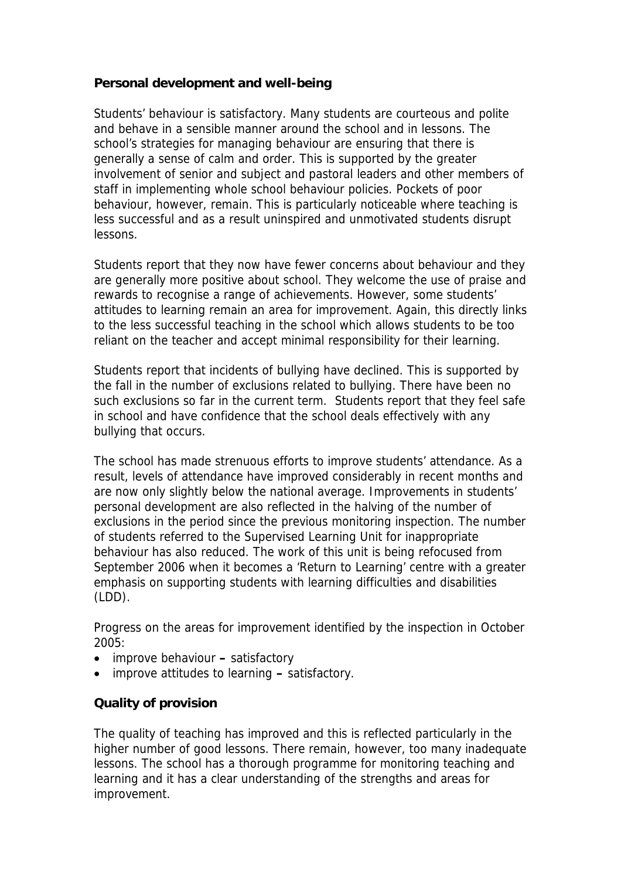**Personal development and well-being**

Students' behaviour is satisfactory. Many students are courteous and polite and behave in a sensible manner around the school and in lessons. The school's strategies for managing behaviour are ensuring that there is generally a sense of calm and order. This is supported by the greater involvement of senior and subject and pastoral leaders and other members of staff in implementing whole school behaviour policies. Pockets of poor behaviour, however, remain. This is particularly noticeable where teaching is less successful and as a result uninspired and unmotivated students disrupt lessons.

Students report that they now have fewer concerns about behaviour and they are generally more positive about school. They welcome the use of praise and rewards to recognise a range of achievements. However, some students' attitudes to learning remain an area for improvement. Again, this directly links to the less successful teaching in the school which allows students to be too reliant on the teacher and accept minimal responsibility for their learning.

Students report that incidents of bullying have declined. This is supported by the fall in the number of exclusions related to bullying. There have been no such exclusions so far in the current term. Students report that they feel safe in school and have confidence that the school deals effectively with any bullying that occurs.

The school has made strenuous efforts to improve students' attendance. As a result, levels of attendance have improved considerably in recent months and are now only slightly below the national average. Improvements in students' personal development are also reflected in the halving of the number of exclusions in the period since the previous monitoring inspection. The number of students referred to the Supervised Learning Unit for inappropriate behaviour has also reduced. The work of this unit is being refocused from September 2006 when it becomes a 'Return to Learning' centre with a greater emphasis on supporting students with learning difficulties and disabilities (LDD).

Progress on the areas for improvement identified by the inspection in October 2005:

- improve behaviour **–** satisfactory
- improve attitudes to learning **–** satisfactory.

**Quality of provision**

The quality of teaching has improved and this is reflected particularly in the higher number of good lessons. There remain, however, too many inadequate lessons. The school has a thorough programme for monitoring teaching and learning and it has a clear understanding of the strengths and areas for improvement.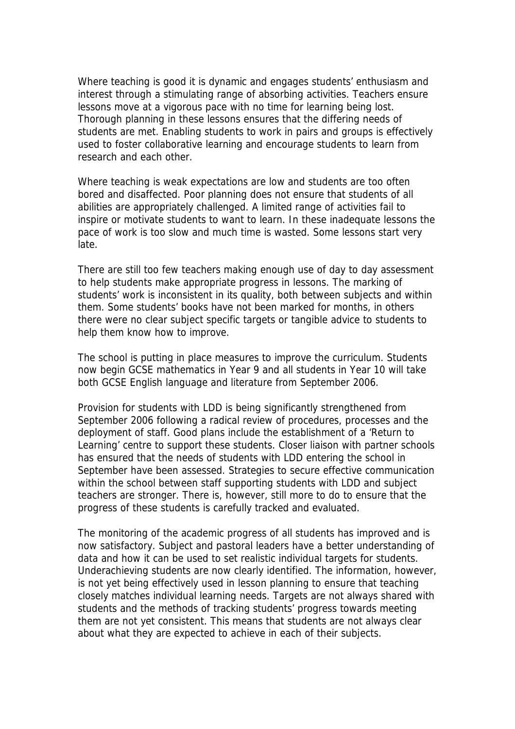Where teaching is good it is dynamic and engages students' enthusiasm and interest through a stimulating range of absorbing activities. Teachers ensure lessons move at a vigorous pace with no time for learning being lost. Thorough planning in these lessons ensures that the differing needs of students are met. Enabling students to work in pairs and groups is effectively used to foster collaborative learning and encourage students to learn from research and each other.

Where teaching is weak expectations are low and students are too often bored and disaffected. Poor planning does not ensure that students of all abilities are appropriately challenged. A limited range of activities fail to inspire or motivate students to want to learn. In these inadequate lessons the pace of work is too slow and much time is wasted. Some lessons start very late.

There are still too few teachers making enough use of day to day assessment to help students make appropriate progress in lessons. The marking of students' work is inconsistent in its quality, both between subjects and within them. Some students' books have not been marked for months, in others there were no clear subject specific targets or tangible advice to students to help them know how to improve.

The school is putting in place measures to improve the curriculum. Students now begin GCSE mathematics in Year 9 and all students in Year 10 will take both GCSE English language and literature from September 2006.

Provision for students with LDD is being significantly strengthened from September 2006 following a radical review of procedures, processes and the deployment of staff. Good plans include the establishment of a 'Return to Learning' centre to support these students. Closer liaison with partner schools has ensured that the needs of students with LDD entering the school in September have been assessed. Strategies to secure effective communication within the school between staff supporting students with LDD and subject teachers are stronger. There is, however, still more to do to ensure that the progress of these students is carefully tracked and evaluated.

The monitoring of the academic progress of all students has improved and is now satisfactory. Subject and pastoral leaders have a better understanding of data and how it can be used to set realistic individual targets for students. Underachieving students are now clearly identified. The information, however, is not yet being effectively used in lesson planning to ensure that teaching closely matches individual learning needs. Targets are not always shared with students and the methods of tracking students' progress towards meeting them are not yet consistent. This means that students are not always clear about what they are expected to achieve in each of their subjects.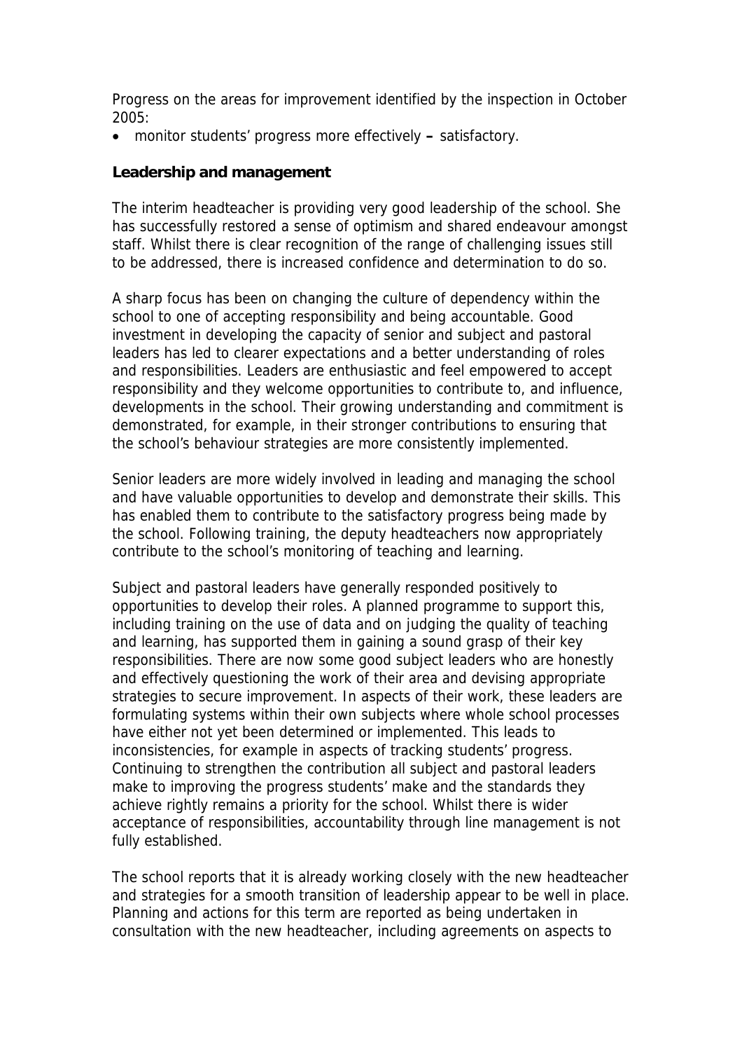Progress on the areas for improvement identified by the inspection in October 2005:

- monitor students' progress more effectively **–** satisfactory.

**Leadership and management**

The interim headteacher is providing very good leadership of the school. She has successfully restored a sense of optimism and shared endeavour amongst staff. Whilst there is clear recognition of the range of challenging issues still to be addressed, there is increased confidence and determination to do so.

A sharp focus has been on changing the culture of dependency within the school to one of accepting responsibility and being accountable. Good investment in developing the capacity of senior and subject and pastoral leaders has led to clearer expectations and a better understanding of roles and responsibilities. Leaders are enthusiastic and feel empowered to accept responsibility and they welcome opportunities to contribute to, and influence, developments in the school. Their growing understanding and commitment is demonstrated, for example, in their stronger contributions to ensuring that the school's behaviour strategies are more consistently implemented.

Senior leaders are more widely involved in leading and managing the school and have valuable opportunities to develop and demonstrate their skills. This has enabled them to contribute to the satisfactory progress being made by the school. Following training, the deputy headteachers now appropriately contribute to the school's monitoring of teaching and learning.

Subject and pastoral leaders have generally responded positively to opportunities to develop their roles. A planned programme to support this, including training on the use of data and on judging the quality of teaching and learning, has supported them in gaining a sound grasp of their key responsibilities. There are now some good subject leaders who are honestly and effectively questioning the work of their area and devising appropriate strategies to secure improvement. In aspects of their work, these leaders are formulating systems within their own subjects where whole school processes have either not yet been determined or implemented. This leads to inconsistencies, for example in aspects of tracking students' progress. Continuing to strengthen the contribution all subject and pastoral leaders make to improving the progress students' make and the standards they achieve rightly remains a priority for the school. Whilst there is wider acceptance of responsibilities, accountability through line management is not fully established.

The school reports that it is already working closely with the new headteacher and strategies for a smooth transition of leadership appear to be well in place. Planning and actions for this term are reported as being undertaken in consultation with the new headteacher, including agreements on aspects to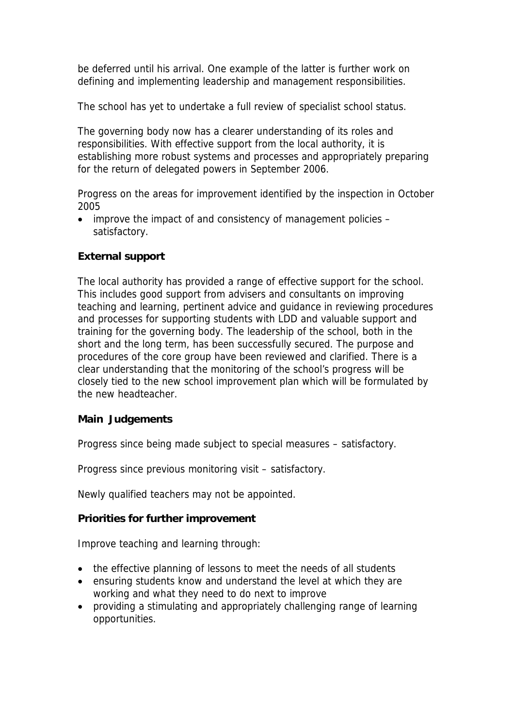be deferred until his arrival. One example of the latter is further work on defining and implementing leadership and management responsibilities.

The school has yet to undertake a full review of specialist school status.

The governing body now has a clearer understanding of its roles and responsibilities. With effective support from the local authority, it is establishing more robust systems and processes and appropriately preparing for the return of delegated powers in September 2006.

Progress on the areas for improvement identified by the inspection in October 2005

- improve the impact of and consistency of management policies – satisfactory.

**External support**

The local authority has provided a range of effective support for the school. This includes good support from advisers and consultants on improving teaching and learning, pertinent advice and guidance in reviewing procedures and processes for supporting students with LDD and valuable support and training for the governing body. The leadership of the school, both in the short and the long term, has been successfully secured. The purpose and procedures of the core group have been reviewed and clarified. There is a clear understanding that the monitoring of the school's progress will be closely tied to the new school improvement plan which will be formulated by the new headteacher.

**Main Judgements**

Progress since being made subject to special measures – satisfactory.

Progress since previous monitoring visit – satisfactory.

Newly qualified teachers may not be appointed.

**Priorities for further improvement**

Improve teaching and learning through:

- the effective planning of lessons to meet the needs of all students
- ensuring students know and understand the level at which they are working and what they need to do next to improve
- providing a stimulating and appropriately challenging range of learning opportunities.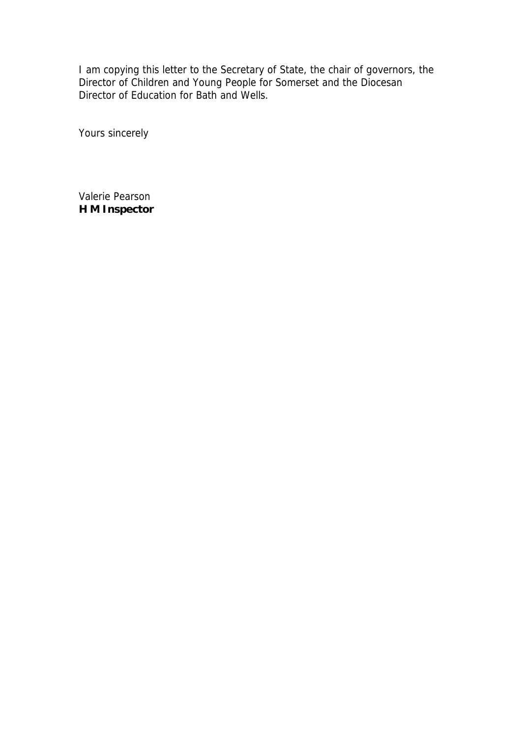I am copying this letter to the Secretary of State, the chair of governors, the Director of Children and Young People for Somerset and the Diocesan Director of Education for Bath and Wells.

Yours sincerely

Valerie Pearson
**H M Inspector**